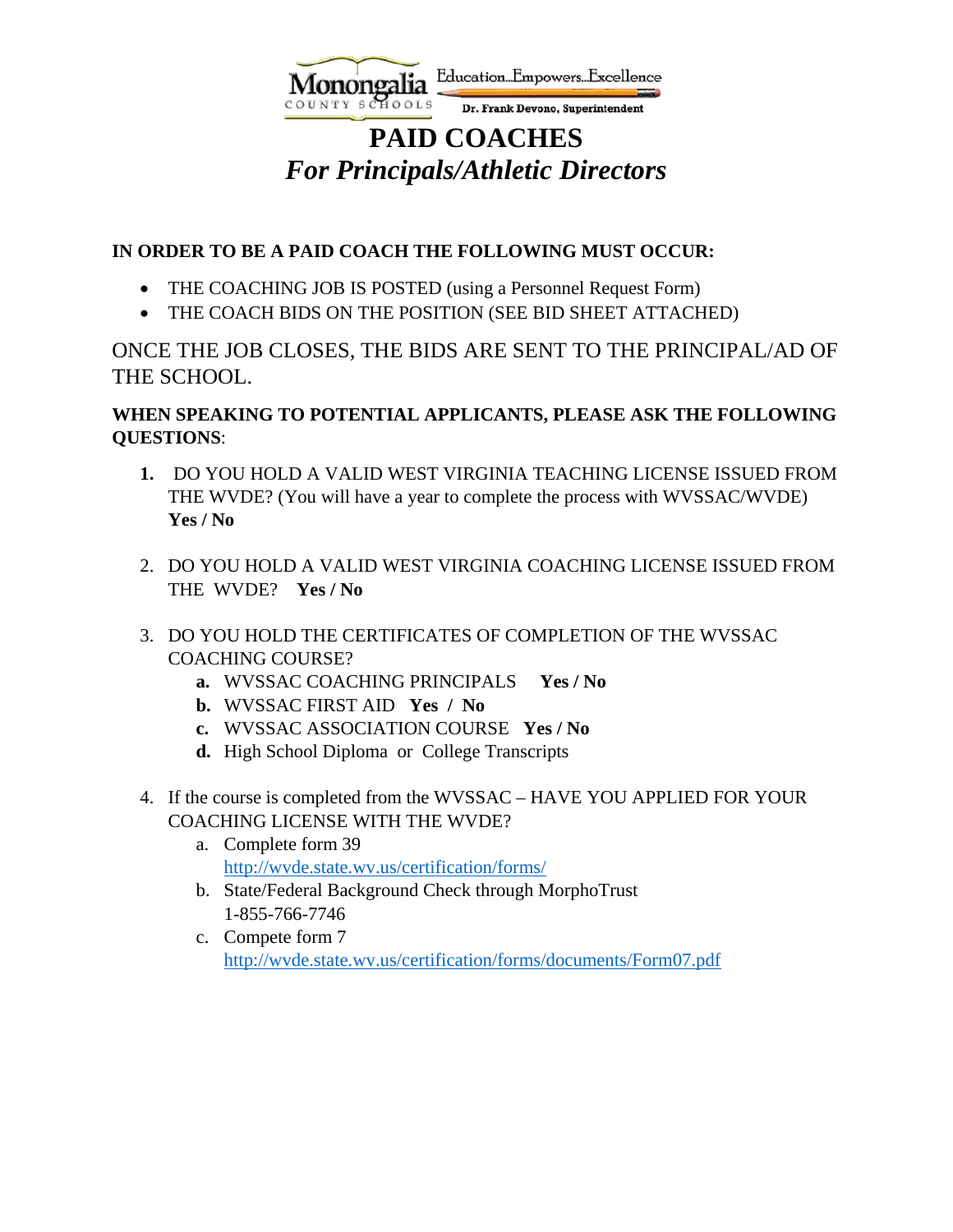Monongalia County Schools — Education...Empowers...Excellence

Dr. Frank Devono, Superintendent

# PAID COACHES
## *For Principals/Athletic Directors*

**IN ORDER TO BE A PAID COACH THE FOLLOWING MUST OCCUR:**

- THE COACHING JOB IS POSTED (using a Personnel Request Form)
- THE COACH BIDS ON THE POSITION (SEE BID SHEET ATTACHED)

ONCE THE JOB CLOSES, THE BIDS ARE SENT TO THE PRINCIPAL/AD OF THE SCHOOL.

**WHEN SPEAKING TO POTENTIAL APPLICANTS, PLEASE ASK THE FOLLOWING QUESTIONS**:

1. DO YOU HOLD A VALID WEST VIRGINIA TEACHING LICENSE ISSUED FROM THE WVDE? (You will have a year to complete the process with WVSSAC/WVDE) **Yes / No**

2. DO YOU HOLD A VALID WEST VIRGINIA COACHING LICENSE ISSUED FROM THE WVDE? **Yes / No**

3. DO YOU HOLD THE CERTIFICATES OF COMPLETION OF THE WVSSAC COACHING COURSE?
   - **a.** WVSSAC COACHING PRINCIPALS **Yes / No**
   - **b.** WVSSAC FIRST AID **Yes / No**
   - **c.** WVSSAC ASSOCIATION COURSE **Yes / No**
   - **d.** High School Diploma or College Transcripts

4. If the course is completed from the WVSSAC – HAVE YOU APPLIED FOR YOUR COACHING LICENSE WITH THE WVDE?
   - a. Complete form 39 http://wvde.state.wv.us/certification/forms/
   - b. State/Federal Background Check through MorphoTrust 1-855-766-7746
   - c. Compete form 7 http://wvde.state.wv.us/certification/forms/documents/Form07.pdf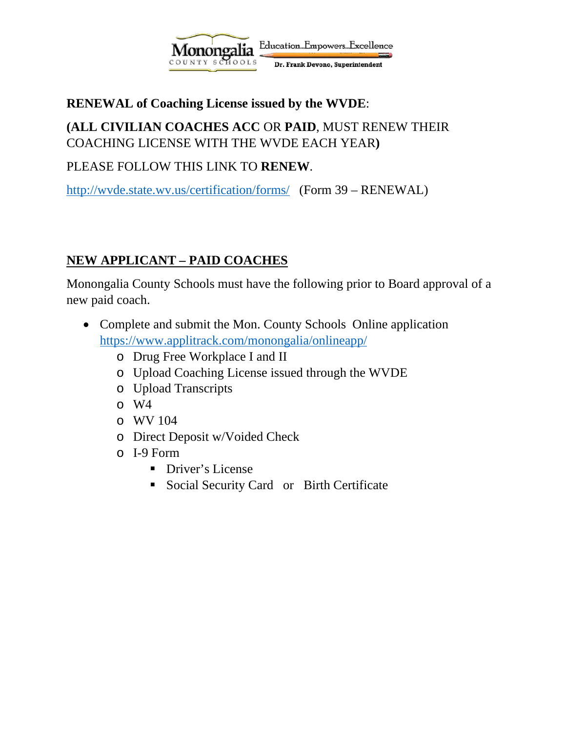Monongalia COUNTY SCHOOLS — Education...Empowers...Excellence
Dr. Frank Devono, Superintendent

**RENEWAL of Coaching License issued by the WVDE**:

**(ALL CIVILIAN COACHES ACC** OR **PAID**, MUST RENEW THEIR COACHING LICENSE WITH THE WVDE EACH YEAR**)**

PLEASE FOLLOW THIS LINK TO **RENEW**.

http://wvde.state.wv.us/certification/forms/ (Form 39 – RENEWAL)

## NEW APPLICANT – PAID COACHES

Monongalia County Schools must have the following prior to Board approval of a new paid coach.

- Complete and submit the Mon. County Schools Online application https://www.applitrack.com/monongalia/onlineapp/
  - Drug Free Workplace I and II
  - Upload Coaching License issued through the WVDE
  - Upload Transcripts
  - W4
  - WV 104
  - Direct Deposit w/Voided Check
  - I-9 Form
    - Driver's License
    - Social Security Card or Birth Certificate